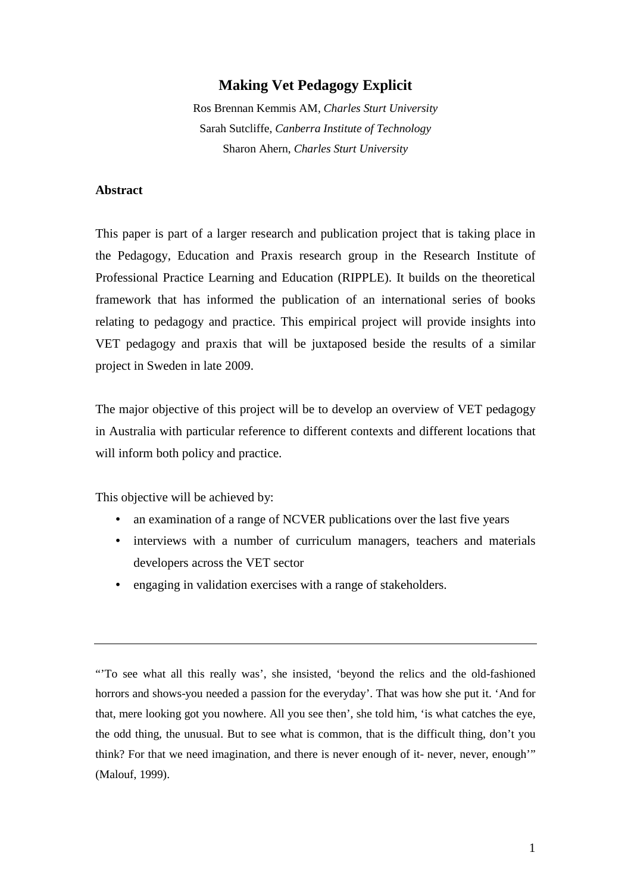# Making Vet Pedagogy Explicit

Ros Brennan Kemmis AM, *Charles Sturt University*
Sarah Sutcliffe, *Canberra Institute of Technology*
Sharon Ahern, *Charles Sturt University*

## Abstract

This paper is part of a larger research and publication project that is taking place in the Pedagogy, Education and Praxis research group in the Research Institute of Professional Practice Learning and Education (RIPPLE). It builds on the theoretical framework that has informed the publication of an international series of books relating to pedagogy and practice. This empirical project will provide insights into VET pedagogy and praxis that will be juxtaposed beside the results of a similar project in Sweden in late 2009.

The major objective of this project will be to develop an overview of VET pedagogy in Australia with particular reference to different contexts and different locations that will inform both policy and practice.

This objective will be achieved by:

- an examination of a range of NCVER publications over the last five years
- interviews with a number of curriculum managers, teachers and materials developers across the VET sector
- engaging in validation exercises with a range of stakeholders.

---

"'To see what all this really was', she insisted, 'beyond the relics and the old-fashioned horrors and shows-you needed a passion for the everyday'. That was how she put it. 'And for that, mere looking got you nowhere. All you see then', she told him, 'is what catches the eye, the odd thing, the unusual. But to see what is common, that is the difficult thing, don't you think? For that we need imagination, and there is never enough of it- never, never, enough'" (Malouf, 1999).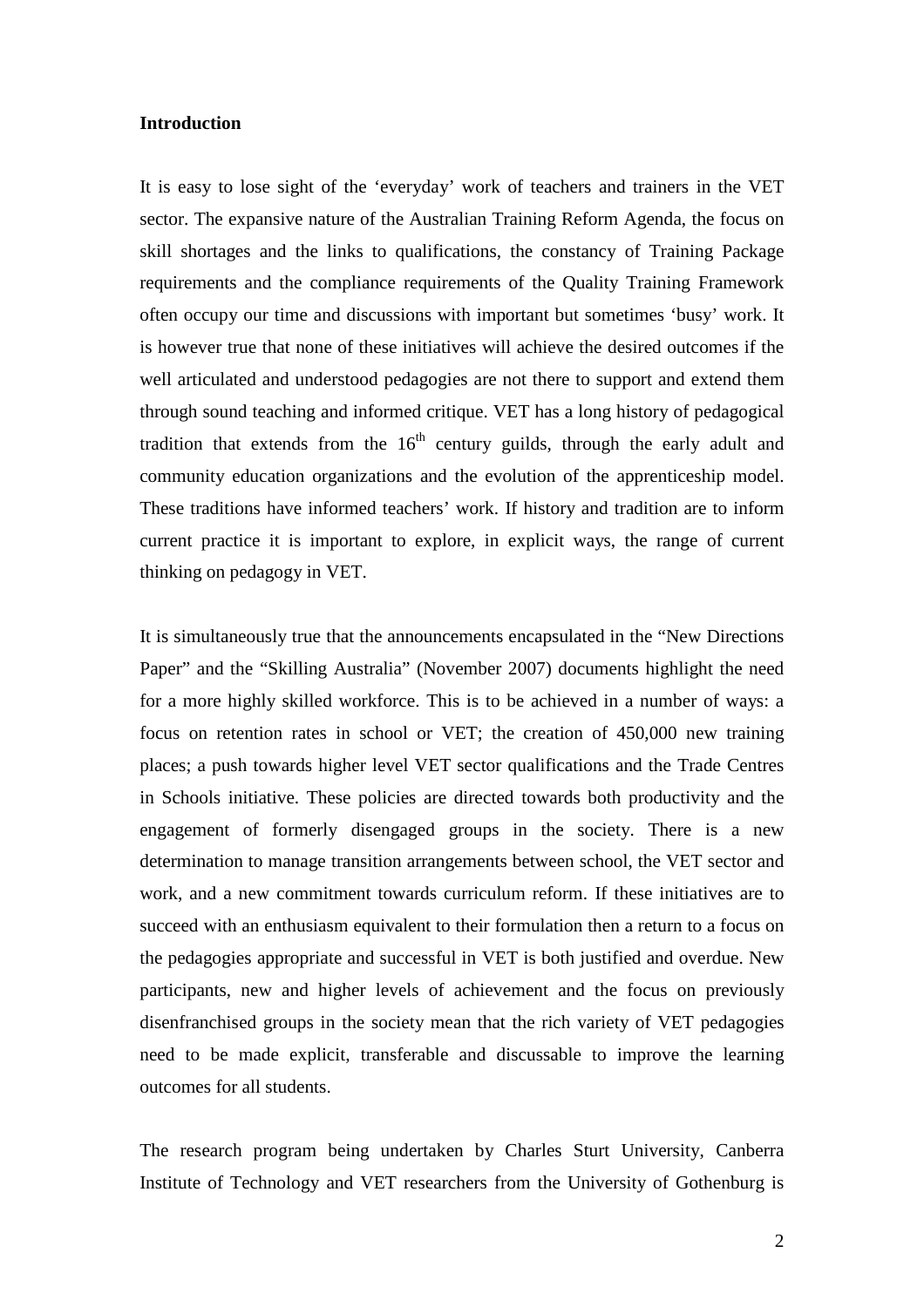**Introduction**

It is easy to lose sight of the 'everyday' work of teachers and trainers in the VET sector. The expansive nature of the Australian Training Reform Agenda, the focus on skill shortages and the links to qualifications, the constancy of Training Package requirements and the compliance requirements of the Quality Training Framework often occupy our time and discussions with important but sometimes 'busy' work. It is however true that none of these initiatives will achieve the desired outcomes if the well articulated and understood pedagogies are not there to support and extend them through sound teaching and informed critique. VET has a long history of pedagogical tradition that extends from the 16th century guilds, through the early adult and community education organizations and the evolution of the apprenticeship model. These traditions have informed teachers' work. If history and tradition are to inform current practice it is important to explore, in explicit ways, the range of current thinking on pedagogy in VET.

It is simultaneously true that the announcements encapsulated in the "New Directions Paper" and the "Skilling Australia" (November 2007) documents highlight the need for a more highly skilled workforce. This is to be achieved in a number of ways: a focus on retention rates in school or VET; the creation of 450,000 new training places; a push towards higher level VET sector qualifications and the Trade Centres in Schools initiative. These policies are directed towards both productivity and the engagement of formerly disengaged groups in the society. There is a new determination to manage transition arrangements between school, the VET sector and work, and a new commitment towards curriculum reform. If these initiatives are to succeed with an enthusiasm equivalent to their formulation then a return to a focus on the pedagogies appropriate and successful in VET is both justified and overdue. New participants, new and higher levels of achievement and the focus on previously disenfranchised groups in the society mean that the rich variety of VET pedagogies need to be made explicit, transferable and discussable to improve the learning outcomes for all students.

The research program being undertaken by Charles Sturt University, Canberra Institute of Technology and VET researchers from the University of Gothenburg is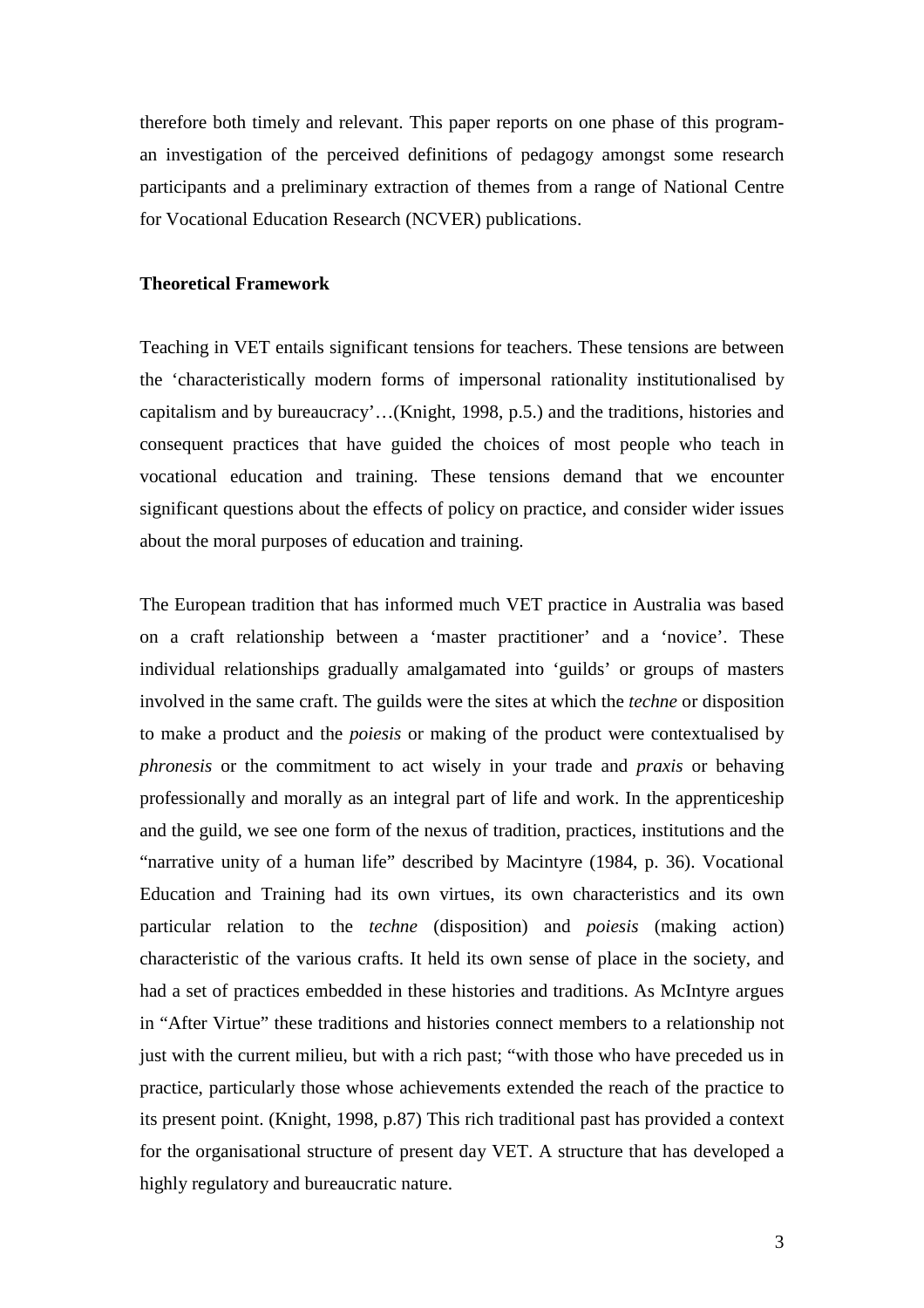therefore both timely and relevant. This paper reports on one phase of this program- an investigation of the perceived definitions of pedagogy amongst some research participants and a preliminary extraction of themes from a range of National Centre for Vocational Education Research (NCVER) publications.

**Theoretical Framework**

Teaching in VET entails significant tensions for teachers. These tensions are between the 'characteristically modern forms of impersonal rationality institutionalised by capitalism and by bureaucracy'…(Knight, 1998, p.5.) and the traditions, histories and consequent practices that have guided the choices of most people who teach in vocational education and training. These tensions demand that we encounter significant questions about the effects of policy on practice, and consider wider issues about the moral purposes of education and training.

The European tradition that has informed much VET practice in Australia was based on a craft relationship between a 'master practitioner' and a 'novice'. These individual relationships gradually amalgamated into 'guilds' or groups of masters involved in the same craft. The guilds were the sites at which the *techne* or disposition to make a product and the *poiesis* or making of the product were contextualised by *phronesis* or the commitment to act wisely in your trade and *praxis* or behaving professionally and morally as an integral part of life and work. In the apprenticeship and the guild, we see one form of the nexus of tradition, practices, institutions and the "narrative unity of a human life" described by Macintyre (1984, p. 36). Vocational Education and Training had its own virtues, its own characteristics and its own particular relation to the *techne* (disposition) and *poiesis* (making action) characteristic of the various crafts. It held its own sense of place in the society, and had a set of practices embedded in these histories and traditions. As McIntyre argues in "After Virtue" these traditions and histories connect members to a relationship not just with the current milieu, but with a rich past; "with those who have preceded us in practice, particularly those whose achievements extended the reach of the practice to its present point. (Knight, 1998, p.87) This rich traditional past has provided a context for the organisational structure of present day VET. A structure that has developed a highly regulatory and bureaucratic nature.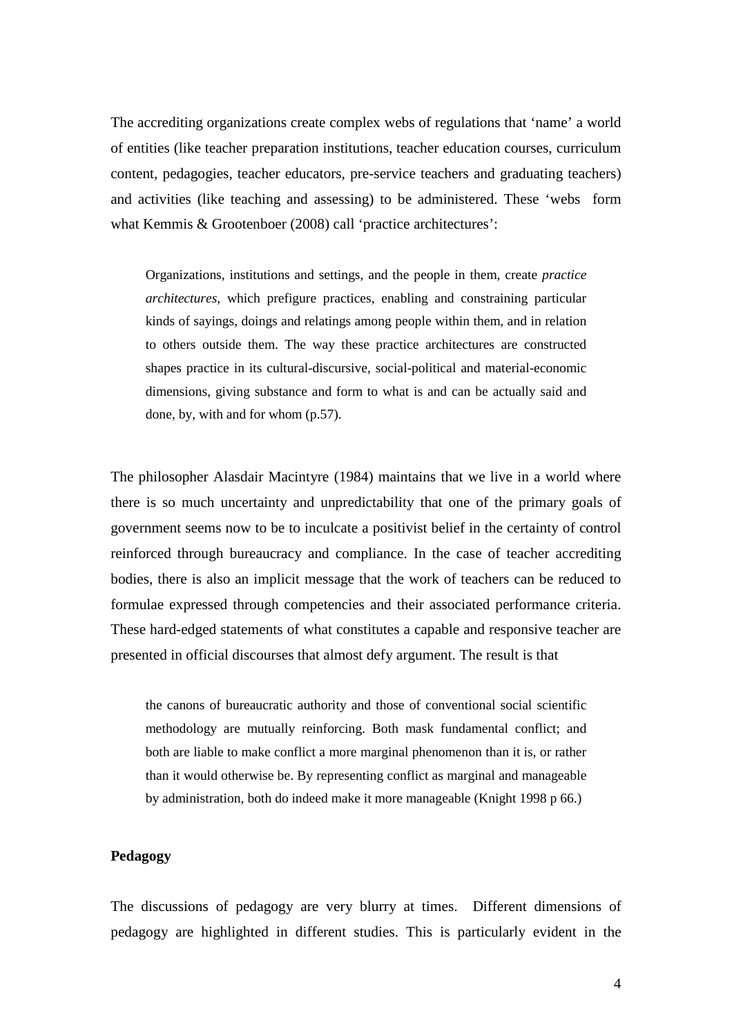The accrediting organizations create complex webs of regulations that 'name' a world of entities (like teacher preparation institutions, teacher education courses, curriculum content, pedagogies, teacher educators, pre-service teachers and graduating teachers) and activities (like teaching and assessing) to be administered. These 'webs form what Kemmis & Grootenboer (2008) call 'practice architectures':

> Organizations, institutions and settings, and the people in them, create *practice architectures*, which prefigure practices, enabling and constraining particular kinds of sayings, doings and relatings among people within them, and in relation to others outside them. The way these practice architectures are constructed shapes practice in its cultural-discursive, social-political and material-economic dimensions, giving substance and form to what is and can be actually said and done, by, with and for whom (p.57).

The philosopher Alasdair Macintyre (1984) maintains that we live in a world where there is so much uncertainty and unpredictability that one of the primary goals of government seems now to be to inculcate a positivist belief in the certainty of control reinforced through bureaucracy and compliance. In the case of teacher accrediting bodies, there is also an implicit message that the work of teachers can be reduced to formulae expressed through competencies and their associated performance criteria. These hard-edged statements of what constitutes a capable and responsive teacher are presented in official discourses that almost defy argument. The result is that

> the canons of bureaucratic authority and those of conventional social scientific methodology are mutually reinforcing. Both mask fundamental conflict; and both are liable to make conflict a more marginal phenomenon than it is, or rather than it would otherwise be. By representing conflict as marginal and manageable by administration, both do indeed make it more manageable (Knight 1998 p 66.)

**Pedagogy**

The discussions of pedagogy are very blurry at times. Different dimensions of pedagogy are highlighted in different studies. This is particularly evident in the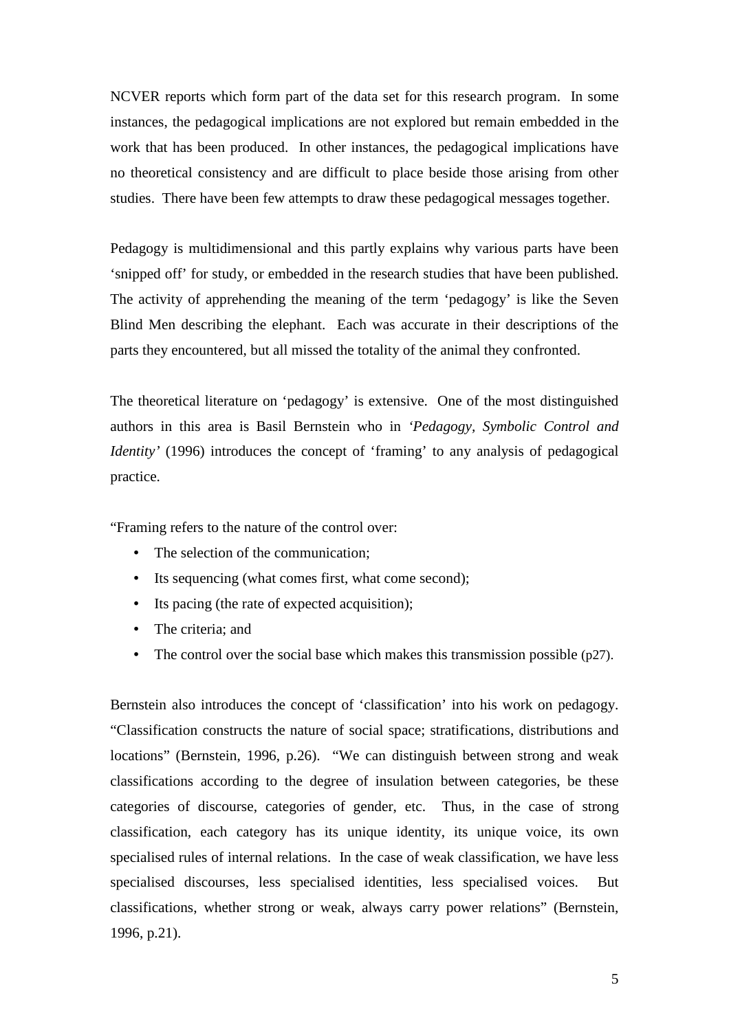NCVER reports which form part of the data set for this research program. In some instances, the pedagogical implications are not explored but remain embedded in the work that has been produced. In other instances, the pedagogical implications have no theoretical consistency and are difficult to place beside those arising from other studies. There have been few attempts to draw these pedagogical messages together.

Pedagogy is multidimensional and this partly explains why various parts have been 'snipped off' for study, or embedded in the research studies that have been published. The activity of apprehending the meaning of the term 'pedagogy' is like the Seven Blind Men describing the elephant. Each was accurate in their descriptions of the parts they encountered, but all missed the totality of the animal they confronted.

The theoretical literature on 'pedagogy' is extensive. One of the most distinguished authors in this area is Basil Bernstein who in '*Pedagogy, Symbolic Control and Identity*' (1996) introduces the concept of 'framing' to any analysis of pedagogical practice.

"Framing refers to the nature of the control over:

- The selection of the communication;
- Its sequencing (what comes first, what come second);
- Its pacing (the rate of expected acquisition);
- The criteria; and
- The control over the social base which makes this transmission possible (p27).

Bernstein also introduces the concept of 'classification' into his work on pedagogy. "Classification constructs the nature of social space; stratifications, distributions and locations" (Bernstein, 1996, p.26). "We can distinguish between strong and weak classifications according to the degree of insulation between categories, be these categories of discourse, categories of gender, etc. Thus, in the case of strong classification, each category has its unique identity, its unique voice, its own specialised rules of internal relations. In the case of weak classification, we have less specialised discourses, less specialised identities, less specialised voices. But classifications, whether strong or weak, always carry power relations" (Bernstein, 1996, p.21).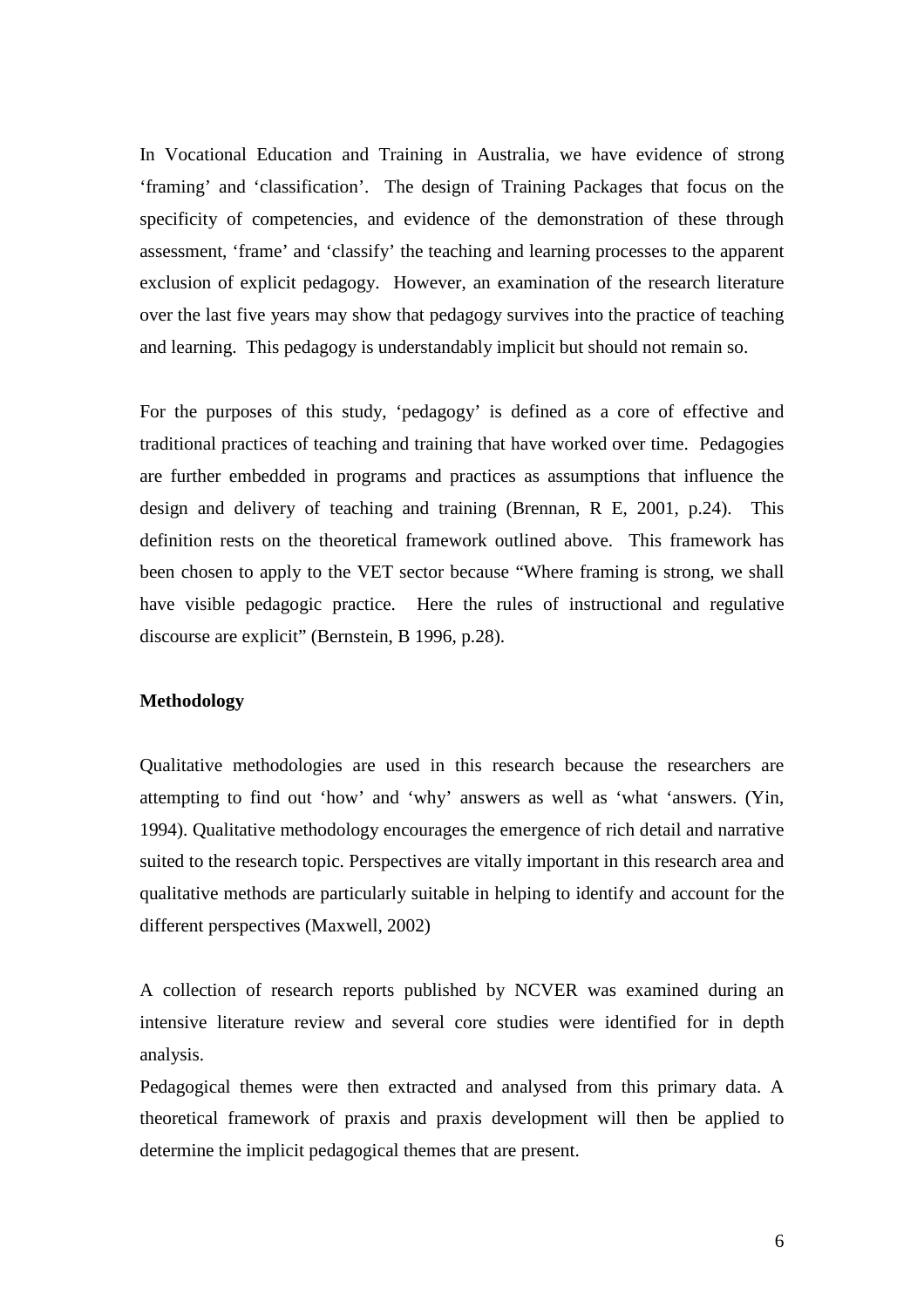In Vocational Education and Training in Australia, we have evidence of strong 'framing' and 'classification'. The design of Training Packages that focus on the specificity of competencies, and evidence of the demonstration of these through assessment, 'frame' and 'classify' the teaching and learning processes to the apparent exclusion of explicit pedagogy. However, an examination of the research literature over the last five years may show that pedagogy survives into the practice of teaching and learning. This pedagogy is understandably implicit but should not remain so.

For the purposes of this study, 'pedagogy' is defined as a core of effective and traditional practices of teaching and training that have worked over time. Pedagogies are further embedded in programs and practices as assumptions that influence the design and delivery of teaching and training (Brennan, R E, 2001, p.24). This definition rests on the theoretical framework outlined above. This framework has been chosen to apply to the VET sector because "Where framing is strong, we shall have visible pedagogic practice. Here the rules of instructional and regulative discourse are explicit" (Bernstein, B 1996, p.28).

**Methodology**

Qualitative methodologies are used in this research because the researchers are attempting to find out 'how' and 'why' answers as well as 'what 'answers. (Yin, 1994). Qualitative methodology encourages the emergence of rich detail and narrative suited to the research topic. Perspectives are vitally important in this research area and qualitative methods are particularly suitable in helping to identify and account for the different perspectives (Maxwell, 2002)

A collection of research reports published by NCVER was examined during an intensive literature review and several core studies were identified for in depth analysis.

Pedagogical themes were then extracted and analysed from this primary data. A theoretical framework of praxis and praxis development will then be applied to determine the implicit pedagogical themes that are present.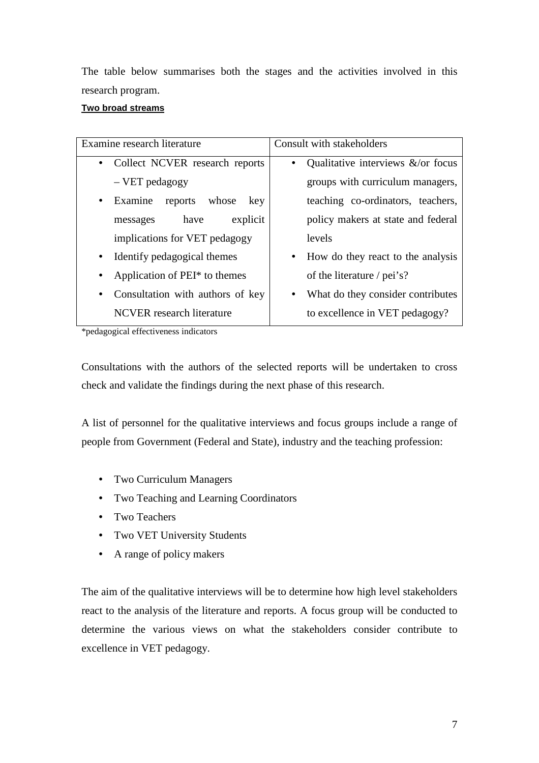The table below summarises both the stages and the activities involved in this research program.

**Two broad streams**

| Examine research literature | Consult with stakeholders |
|---|---|
| • Collect NCVER research reports – VET pedagogy<br>• Examine reports whose key messages have explicit implications for VET pedagogy<br>• Identify pedagogical themes<br>• Application of PEI* to themes<br>• Consultation with authors of key NCVER research literature | • Qualitative interviews &/or focus groups with curriculum managers, teaching co-ordinators, teachers, policy makers at state and federal levels<br>• How do they react to the analysis of the literature / pei's?<br>• What do they consider contributes to excellence in VET pedagogy? |

*pedagogical effectiveness indicators

Consultations with the authors of the selected reports will be undertaken to cross check and validate the findings during the next phase of this research.

A list of personnel for the qualitative interviews and focus groups include a range of people from Government (Federal and State), industry and the teaching profession:

- Two Curriculum Managers
- Two Teaching and Learning Coordinators
- Two Teachers
- Two VET University Students
- A range of policy makers

The aim of the qualitative interviews will be to determine how high level stakeholders react to the analysis of the literature and reports. A focus group will be conducted to determine the various views on what the stakeholders consider contribute to excellence in VET pedagogy.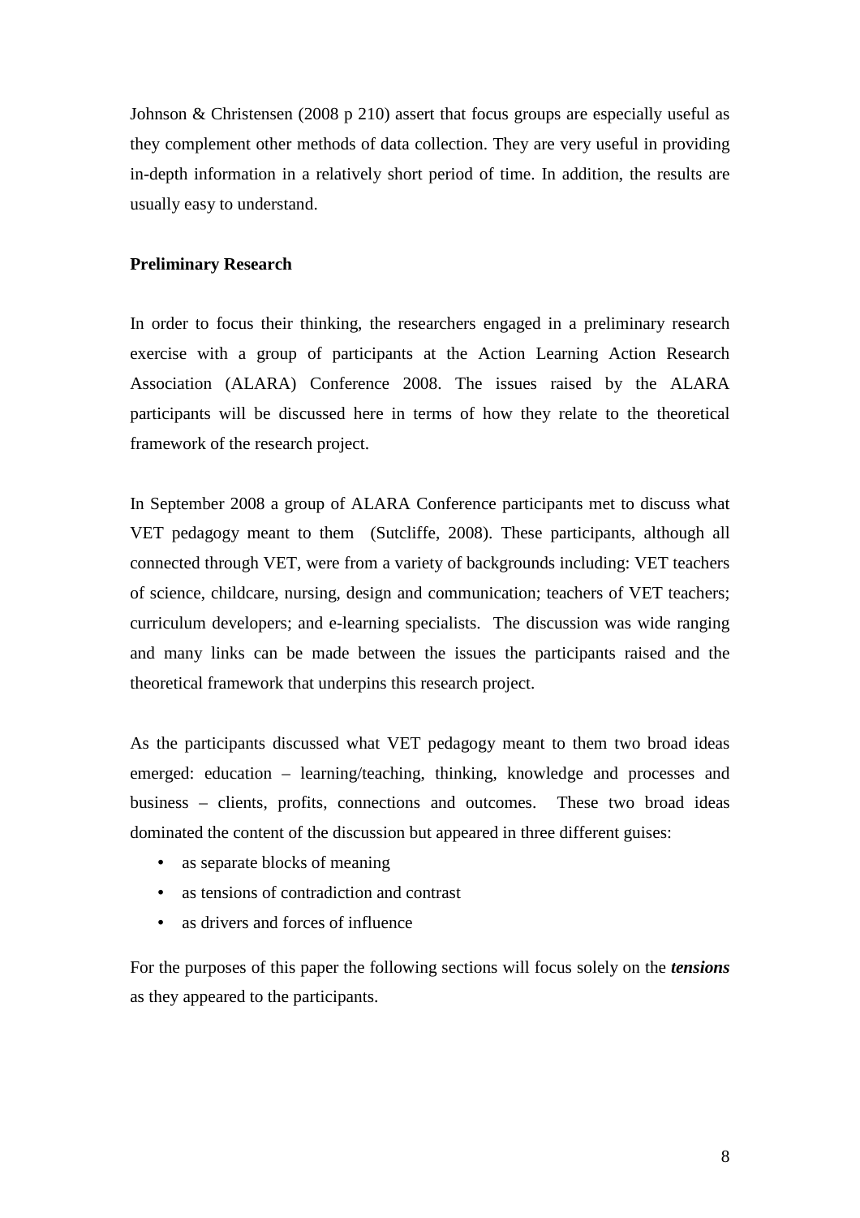Johnson & Christensen (2008 p 210) assert that focus groups are especially useful as they complement other methods of data collection. They are very useful in providing in-depth information in a relatively short period of time. In addition, the results are usually easy to understand.

**Preliminary Research**

In order to focus their thinking, the researchers engaged in a preliminary research exercise with a group of participants at the Action Learning Action Research Association (ALARA) Conference 2008. The issues raised by the ALARA participants will be discussed here in terms of how they relate to the theoretical framework of the research project.

In September 2008 a group of ALARA Conference participants met to discuss what VET pedagogy meant to them (Sutcliffe, 2008). These participants, although all connected through VET, were from a variety of backgrounds including: VET teachers of science, childcare, nursing, design and communication; teachers of VET teachers; curriculum developers; and e-learning specialists. The discussion was wide ranging and many links can be made between the issues the participants raised and the theoretical framework that underpins this research project.

As the participants discussed what VET pedagogy meant to them two broad ideas emerged: education – learning/teaching, thinking, knowledge and processes and business – clients, profits, connections and outcomes. These two broad ideas dominated the content of the discussion but appeared in three different guises:

- as separate blocks of meaning
- as tensions of contradiction and contrast
- as drivers and forces of influence

For the purposes of this paper the following sections will focus solely on the ***tensions*** as they appeared to the participants.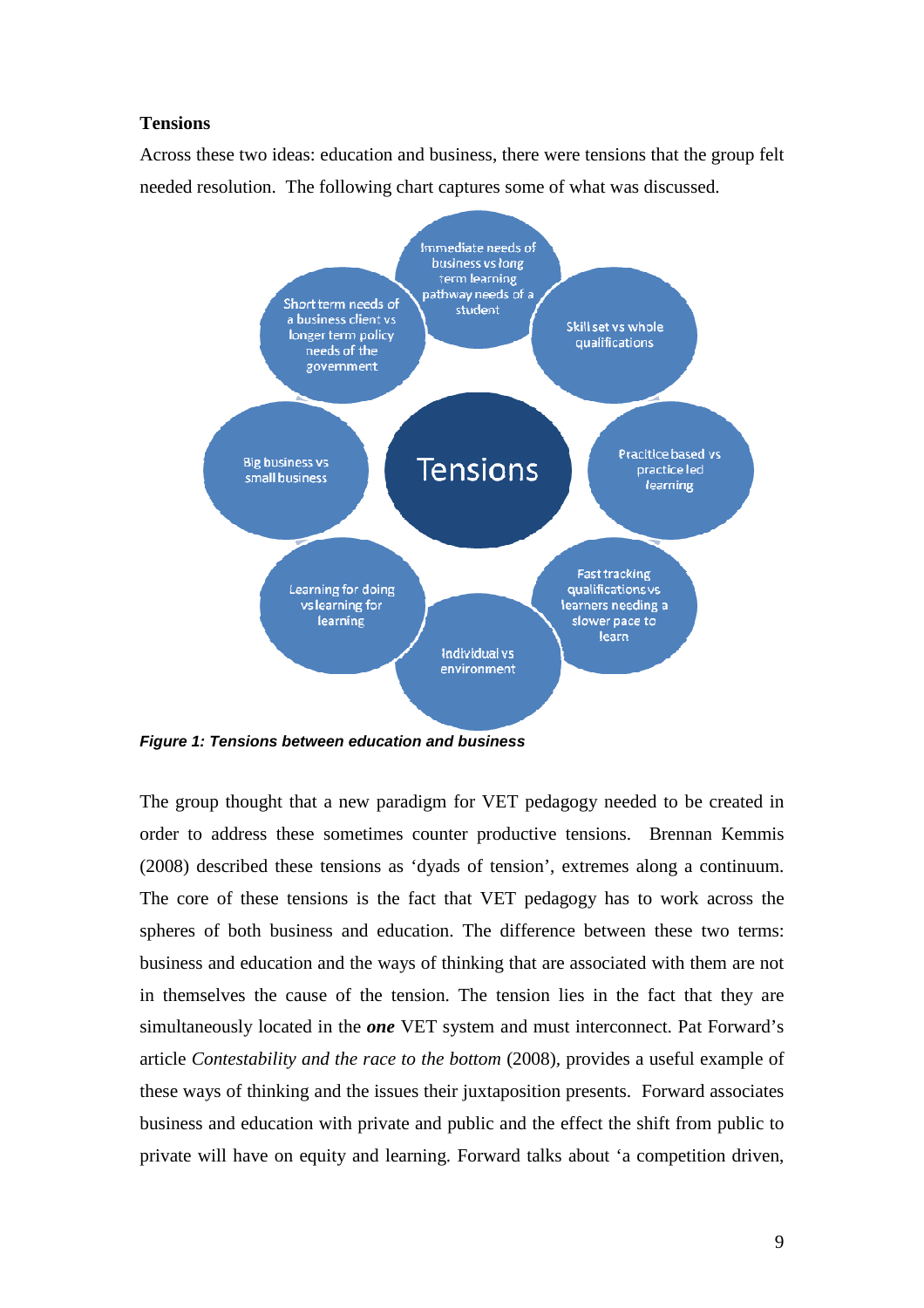### Tensions

Across these two ideas: education and business, there were tensions that the group felt needed resolution. The following chart captures some of what was discussed.

Tensions

- Immediate needs of business vs long term learning pathway needs of a student
- Skill set vs whole qualifications
- Practitce based vs practice led learning
- Fast tracking qualifications vs learners needing a slower pace to learn
- Individual vs environment
- Learning for doing vs learning for learning
- Big business vs small business
- Short term needs of a business client vs longer term policy needs of the government

***Figure 1: Tensions between education and business***

The group thought that a new paradigm for VET pedagogy needed to be created in order to address these sometimes counter productive tensions. Brennan Kemmis (2008) described these tensions as 'dyads of tension', extremes along a continuum. The core of these tensions is the fact that VET pedagogy has to work across the spheres of both business and education. The difference between these two terms: business and education and the ways of thinking that are associated with them are not in themselves the cause of the tension. The tension lies in the fact that they are simultaneously located in the ***one*** VET system and must interconnect. Pat Forward's article *Contestability and the race to the bottom* (2008), provides a useful example of these ways of thinking and the issues their juxtaposition presents. Forward associates business and education with private and public and the effect the shift from public to private will have on equity and learning. Forward talks about 'a competition driven,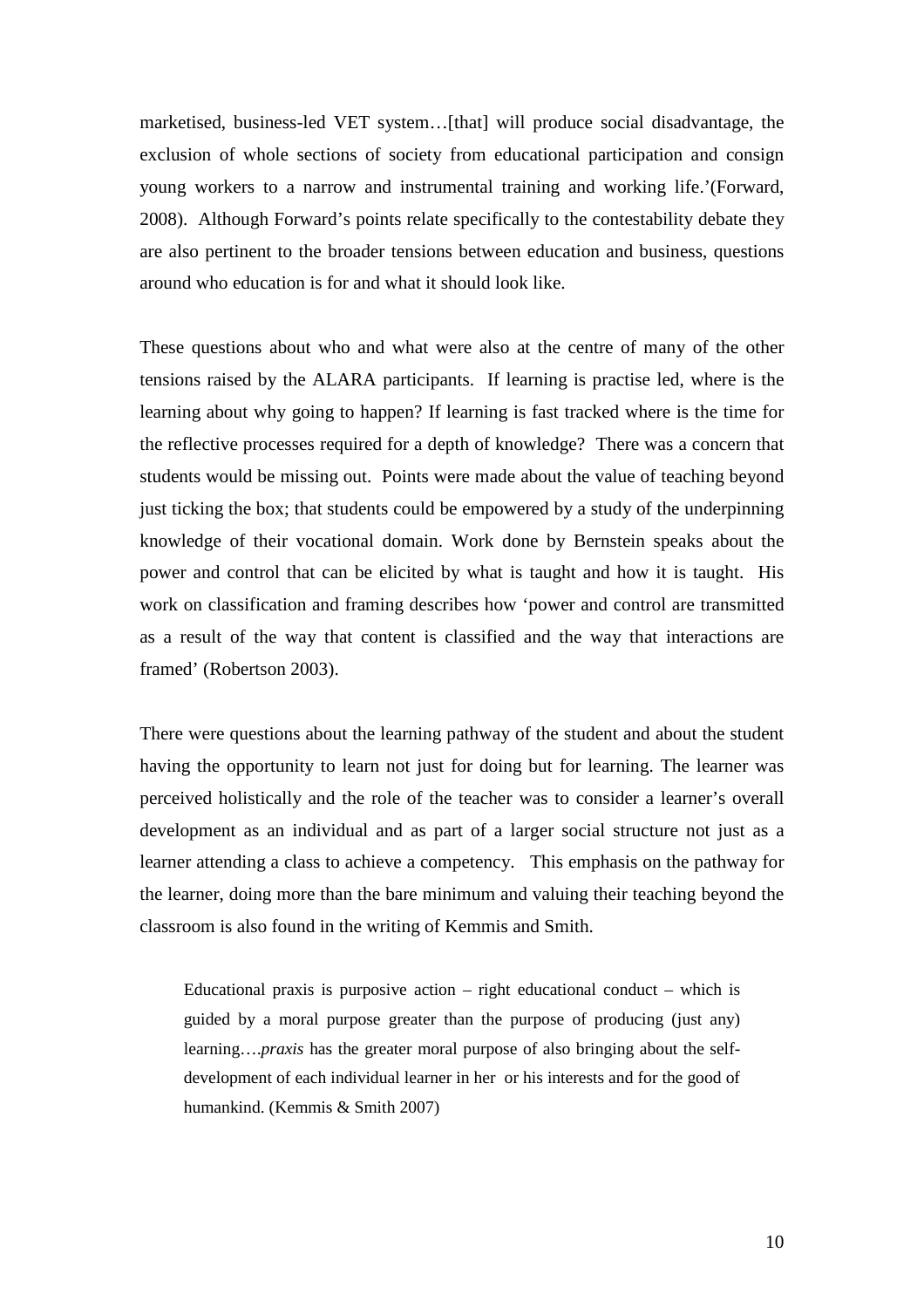marketised, business-led VET system…[that] will produce social disadvantage, the exclusion of whole sections of society from educational participation and consign young workers to a narrow and instrumental training and working life.'(Forward, 2008). Although Forward's points relate specifically to the contestability debate they are also pertinent to the broader tensions between education and business, questions around who education is for and what it should look like.

These questions about who and what were also at the centre of many of the other tensions raised by the ALARA participants. If learning is practise led, where is the learning about why going to happen? If learning is fast tracked where is the time for the reflective processes required for a depth of knowledge? There was a concern that students would be missing out. Points were made about the value of teaching beyond just ticking the box; that students could be empowered by a study of the underpinning knowledge of their vocational domain. Work done by Bernstein speaks about the power and control that can be elicited by what is taught and how it is taught. His work on classification and framing describes how 'power and control are transmitted as a result of the way that content is classified and the way that interactions are framed' (Robertson 2003).

There were questions about the learning pathway of the student and about the student having the opportunity to learn not just for doing but for learning. The learner was perceived holistically and the role of the teacher was to consider a learner's overall development as an individual and as part of a larger social structure not just as a learner attending a class to achieve a competency. This emphasis on the pathway for the learner, doing more than the bare minimum and valuing their teaching beyond the classroom is also found in the writing of Kemmis and Smith.

> Educational praxis is purposive action – right educational conduct – which is guided by a moral purpose greater than the purpose of producing (just any) learning….*praxis* has the greater moral purpose of also bringing about the self-development of each individual learner in her or his interests and for the good of humankind. (Kemmis & Smith 2007)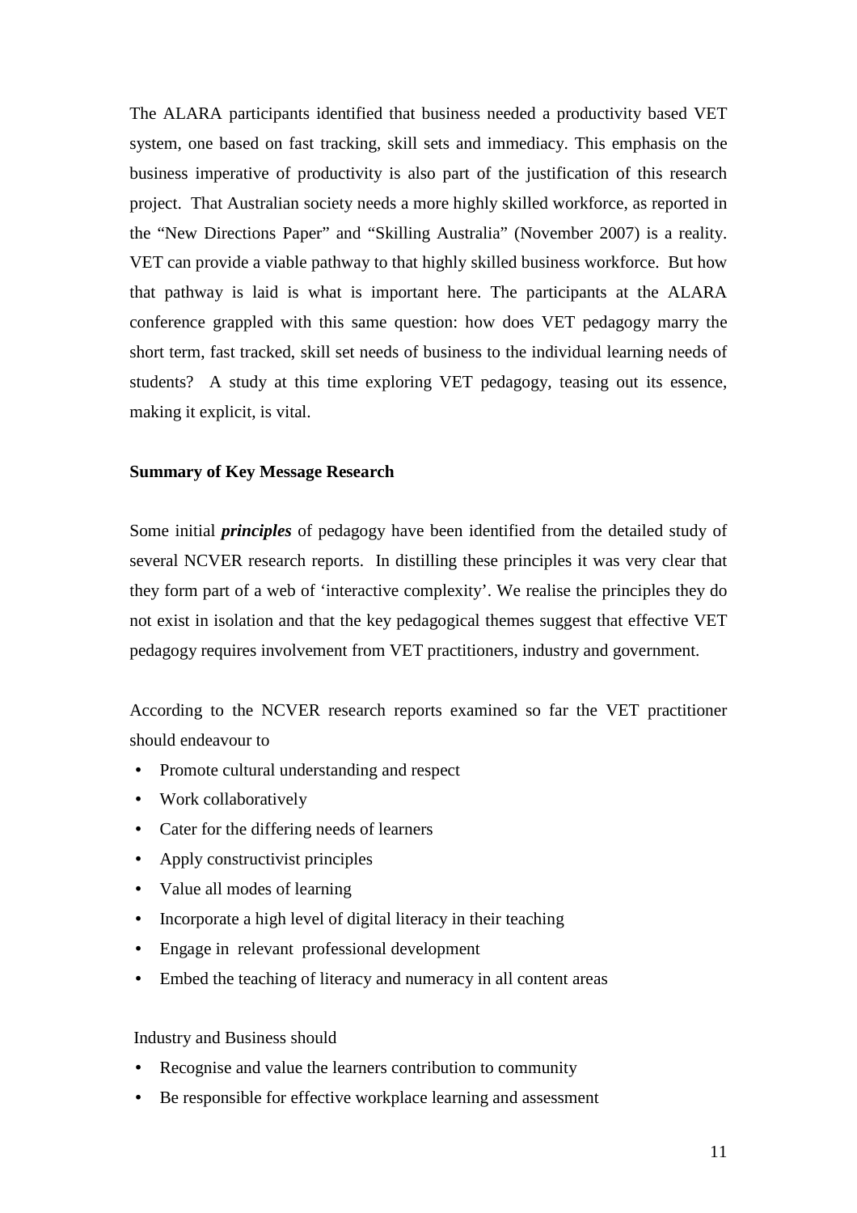The ALARA participants identified that business needed a productivity based VET system, one based on fast tracking, skill sets and immediacy. This emphasis on the business imperative of productivity is also part of the justification of this research project. That Australian society needs a more highly skilled workforce, as reported in the "New Directions Paper" and "Skilling Australia" (November 2007) is a reality. VET can provide a viable pathway to that highly skilled business workforce. But how that pathway is laid is what is important here. The participants at the ALARA conference grappled with this same question: how does VET pedagogy marry the short term, fast tracked, skill set needs of business to the individual learning needs of students? A study at this time exploring VET pedagogy, teasing out its essence, making it explicit, is vital.

**Summary of Key Message Research**

Some initial ***principles*** of pedagogy have been identified from the detailed study of several NCVER research reports. In distilling these principles it was very clear that they form part of a web of 'interactive complexity'. We realise the principles they do not exist in isolation and that the key pedagogical themes suggest that effective VET pedagogy requires involvement from VET practitioners, industry and government.

According to the NCVER research reports examined so far the VET practitioner should endeavour to

- Promote cultural understanding and respect
- Work collaboratively
- Cater for the differing needs of learners
- Apply constructivist principles
- Value all modes of learning
- Incorporate a high level of digital literacy in their teaching
- Engage in relevant professional development
- Embed the teaching of literacy and numeracy in all content areas

Industry and Business should

- Recognise and value the learners contribution to community
- Be responsible for effective workplace learning and assessment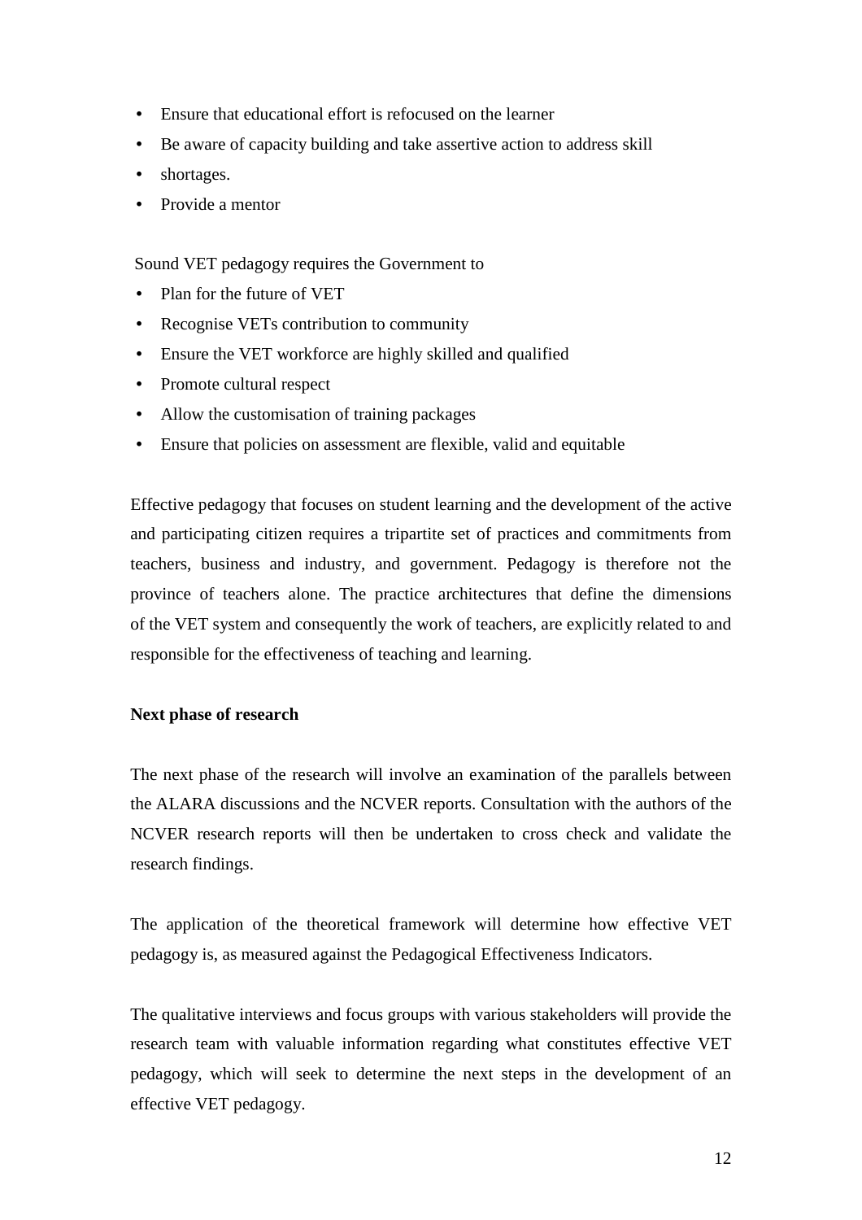- Ensure that educational effort is refocused on the learner
- Be aware of capacity building and take assertive action to address skill
- shortages.
- Provide a mentor

Sound VET pedagogy requires the Government to

- Plan for the future of VET
- Recognise VETs contribution to community
- Ensure the VET workforce are highly skilled and qualified
- Promote cultural respect
- Allow the customisation of training packages
- Ensure that policies on assessment are flexible, valid and equitable

Effective pedagogy that focuses on student learning and the development of the active and participating citizen requires a tripartite set of practices and commitments from teachers, business and industry, and government. Pedagogy is therefore not the province of teachers alone. The practice architectures that define the dimensions of the VET system and consequently the work of teachers, are explicitly related to and responsible for the effectiveness of teaching and learning.

**Next phase of research**

The next phase of the research will involve an examination of the parallels between the ALARA discussions and the NCVER reports. Consultation with the authors of the NCVER research reports will then be undertaken to cross check and validate the research findings.

The application of the theoretical framework will determine how effective VET pedagogy is, as measured against the Pedagogical Effectiveness Indicators.

The qualitative interviews and focus groups with various stakeholders will provide the research team with valuable information regarding what constitutes effective VET pedagogy, which will seek to determine the next steps in the development of an effective VET pedagogy.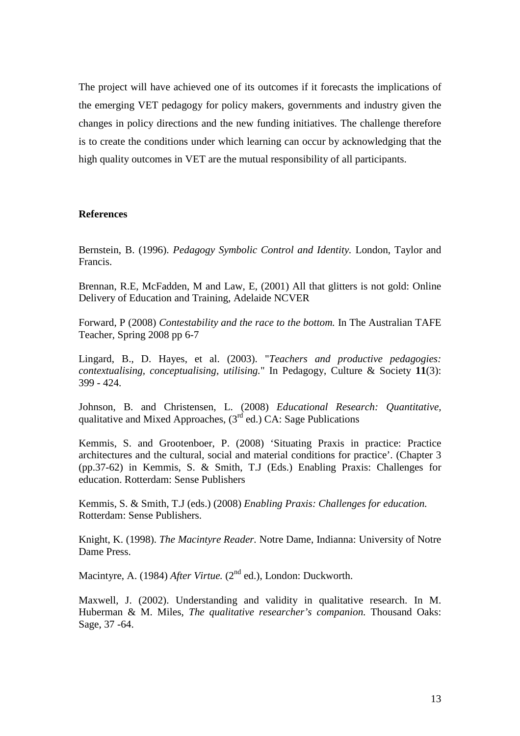The project will have achieved one of its outcomes if it forecasts the implications of the emerging VET pedagogy for policy makers, governments and industry given the changes in policy directions and the new funding initiatives. The challenge therefore is to create the conditions under which learning can occur by acknowledging that the high quality outcomes in VET are the mutual responsibility of all participants.

**References**

Bernstein, B. (1996). *Pedagogy Symbolic Control and Identity.* London, Taylor and Francis.

Brennan, R.E, McFadden, M and Law, E, (2001) All that glitters is not gold: Online Delivery of Education and Training, Adelaide NCVER

Forward, P (2008) *Contestability and the race to the bottom.* In The Australian TAFE Teacher, Spring 2008 pp 6-7

Lingard, B., D. Hayes, et al. (2003). "*Teachers and productive pedagogies: contextualising, conceptualising, utilising.*" In Pedagogy, Culture & Society **11**(3): 399 - 424.

Johnson, B. and Christensen, L. (2008) *Educational Research: Quantitative,* qualitative and Mixed Approaches, (3rd ed.) CA: Sage Publications

Kemmis, S. and Grootenboer, P. (2008) 'Situating Praxis in practice: Practice architectures and the cultural, social and material conditions for practice'. (Chapter 3 (pp.37-62) in Kemmis, S. & Smith, T.J (Eds.) Enabling Praxis: Challenges for education. Rotterdam: Sense Publishers

Kemmis, S. & Smith, T.J (eds.) (2008) *Enabling Praxis: Challenges for education.* Rotterdam: Sense Publishers.

Knight, K. (1998). *The Macintyre Reader.* Notre Dame, Indianna: University of Notre Dame Press.

Macintyre, A. (1984) *After Virtue.* (2nd ed.), London: Duckworth.

Maxwell, J. (2002). Understanding and validity in qualitative research. In M. Huberman & M. Miles, *The qualitative researcher's companion.* Thousand Oaks: Sage, 37 -64.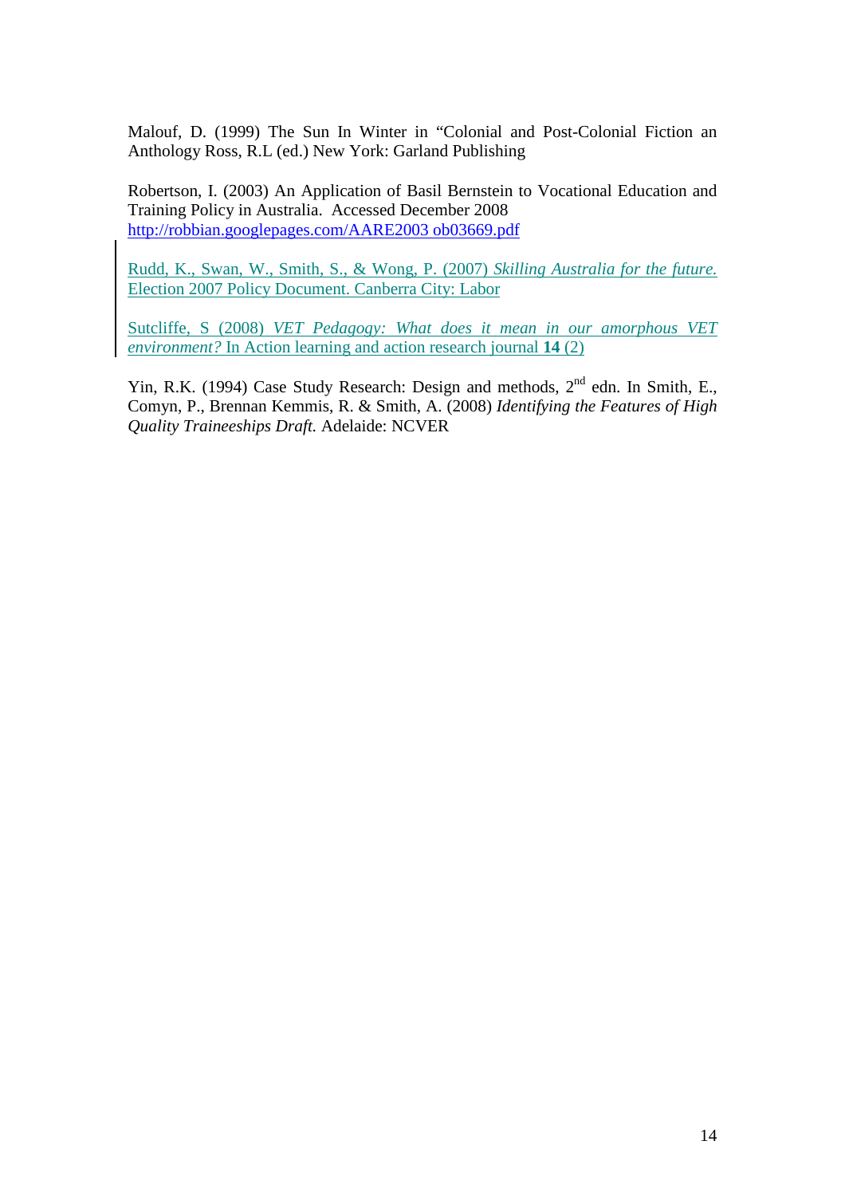Malouf, D. (1999) The Sun In Winter in "Colonial and Post-Colonial Fiction an Anthology Ross, R.L (ed.) New York: Garland Publishing

Robertson, I. (2003) An Application of Basil Bernstein to Vocational Education and Training Policy in Australia. Accessed December 2008 http://robbian.googlepages.com/AARE2003 ob03669.pdf

Rudd, K., Swan, W., Smith, S., & Wong, P. (2007) *Skilling Australia for the future.* Election 2007 Policy Document. Canberra City: Labor

Sutcliffe, S (2008) *VET Pedagogy: What does it mean in our amorphous VET environment?* In Action learning and action research journal **14** (2)

Yin, R.K. (1994) Case Study Research: Design and methods, 2nd edn. In Smith, E., Comyn, P., Brennan Kemmis, R. & Smith, A. (2008) *Identifying the Features of High Quality Traineeships Draft.* Adelaide: NCVER